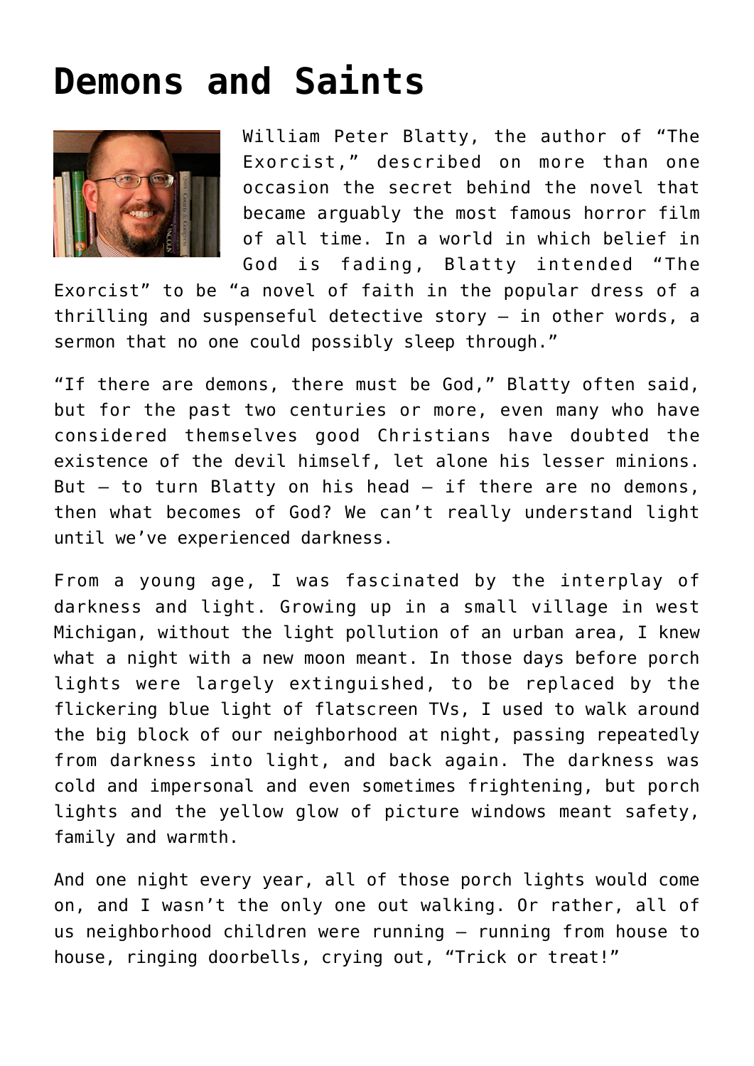# Demons and Saints

William Peter Blatty, the author of "The Exorcist," described on more than one occasion the secret behind the novel that became arguably the most famous horror film of all time. In a world in which belief in God is fading, Blatty intended "The Exorcist" to be "a novel of faith in the popular dress of a thrilling and suspenseful detective story — in other words, a sermon that no one could possibly sleep through."

"If there are demons, there must be God," Blatty often said, but for the past two centuries or more, even many who have considered themselves good Christians have doubted the existence of the devil himself, let alone his lesser minions. But — to turn Blatty on his head — if there are no demons, then what becomes of God? We can't really understand light until we've experienced darkness.

From a young age, I was fascinated by the interplay of darkness and light. Growing up in a small village in west Michigan, without the light pollution of an urban area, I knew what a night with a new moon meant. In those days before porch lights were largely extinguished, to be replaced by the flickering blue light of flatscreen TVs, I used to walk around the big block of our neighborhood at night, passing repeatedly from darkness into light, and back again. The darkness was cold and impersonal and even sometimes frightening, but porch lights and the yellow glow of picture windows meant safety, family and warmth.

And one night every year, all of those porch lights would come on, and I wasn't the only one out walking. Or rather, all of us neighborhood children were running — running from house to house, ringing doorbells, crying out, "Trick or treat!"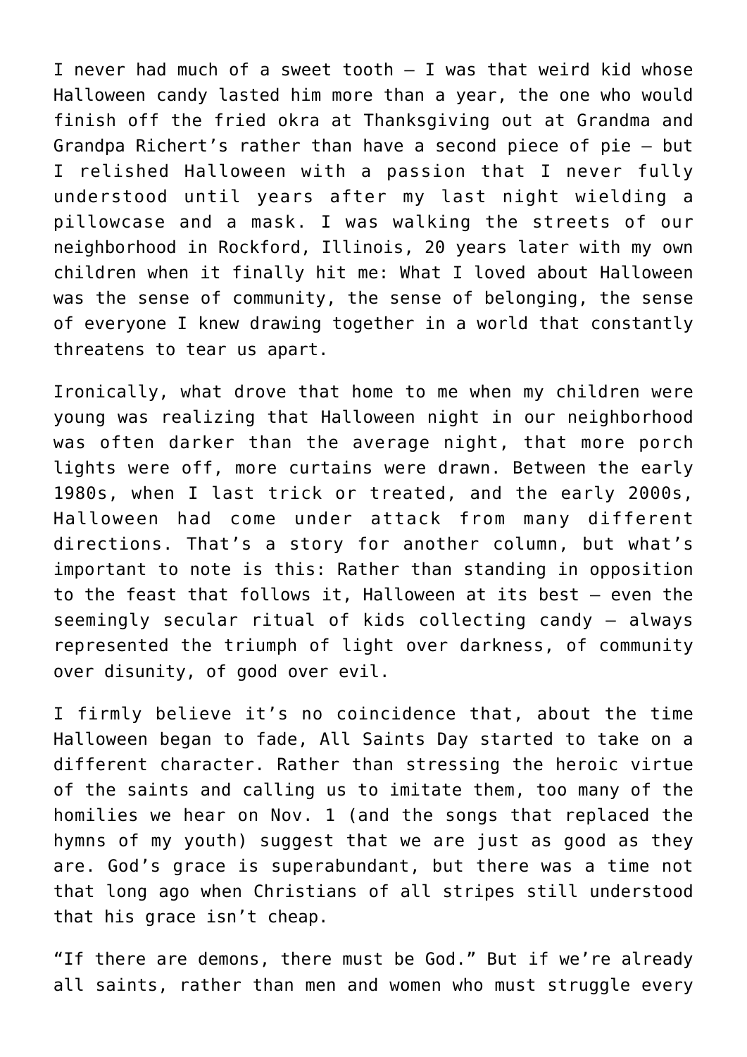I never had much of a sweet tooth — I was that weird kid whose Halloween candy lasted him more than a year, the one who would finish off the fried okra at Thanksgiving out at Grandma and Grandpa Richert's rather than have a second piece of pie — but I relished Halloween with a passion that I never fully understood until years after my last night wielding a pillowcase and a mask. I was walking the streets of our neighborhood in Rockford, Illinois, 20 years later with my own children when it finally hit me: What I loved about Halloween was the sense of community, the sense of belonging, the sense of everyone I knew drawing together in a world that constantly threatens to tear us apart.

Ironically, what drove that home to me when my children were young was realizing that Halloween night in our neighborhood was often darker than the average night, that more porch lights were off, more curtains were drawn. Between the early 1980s, when I last trick or treated, and the early 2000s, Halloween had come under attack from many different directions. That's a story for another column, but what's important to note is this: Rather than standing in opposition to the feast that follows it, Halloween at its best — even the seemingly secular ritual of kids collecting candy — always represented the triumph of light over darkness, of community over disunity, of good over evil.

I firmly believe it's no coincidence that, about the time Halloween began to fade, All Saints Day started to take on a different character. Rather than stressing the heroic virtue of the saints and calling us to imitate them, too many of the homilies we hear on Nov. 1 (and the songs that replaced the hymns of my youth) suggest that we are just as good as they are. God's grace is superabundant, but there was a time not that long ago when Christians of all stripes still understood that his grace isn't cheap.

"If there are demons, there must be God." But if we're already all saints, rather than men and women who must struggle every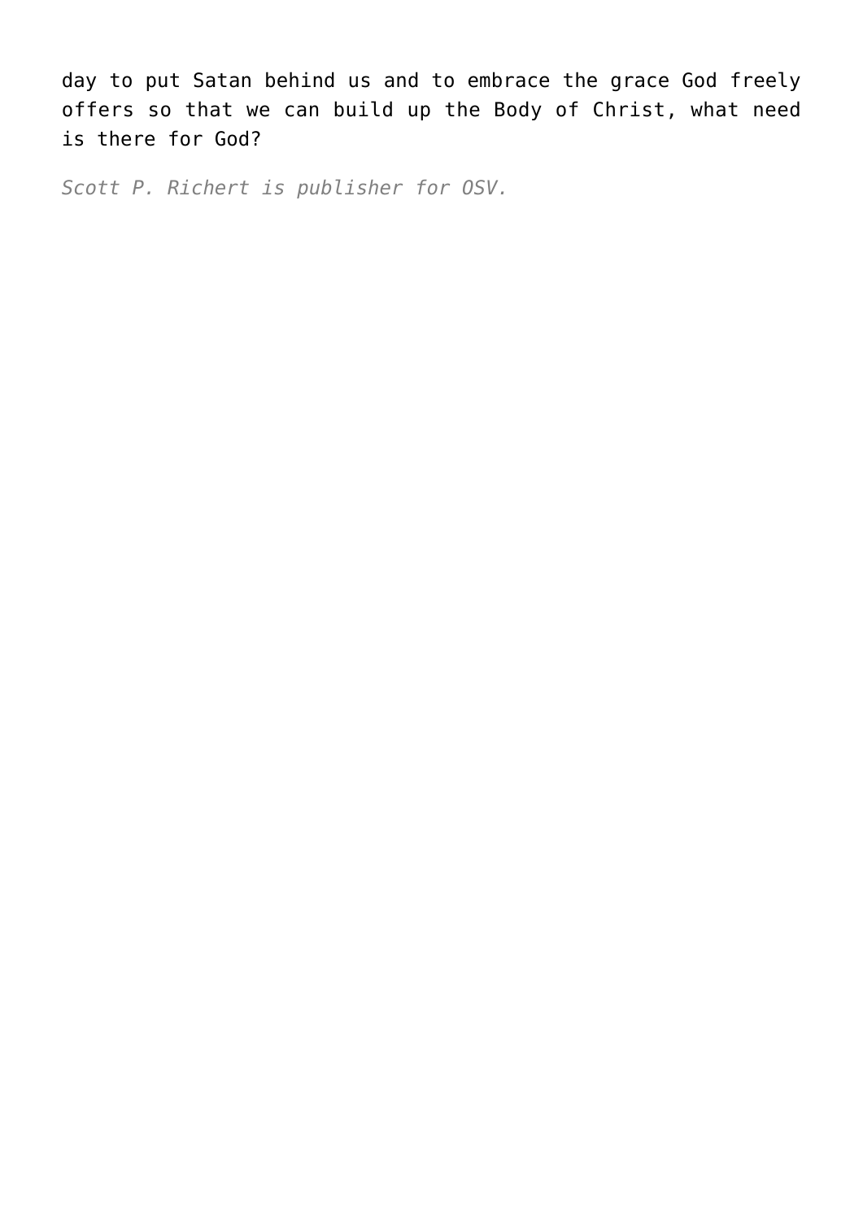day to put Satan behind us and to embrace the grace God freely offers so that we can build up the Body of Christ, what need is there for God?

*Scott P. Richert is publisher for OSV.*